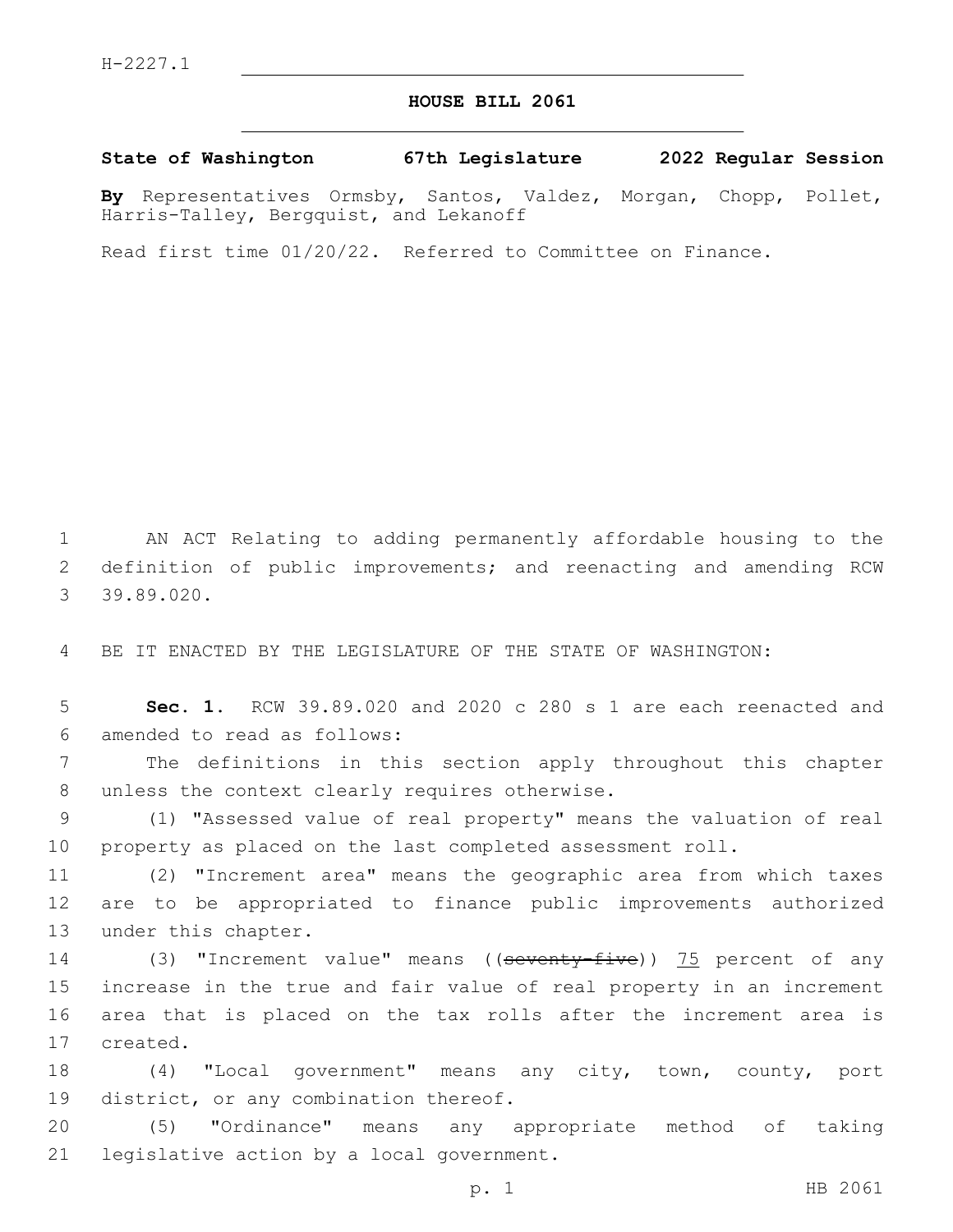H-2227.1

# HOUSE BILL 2061

**State of Washington 67th Legislature 2022 Regular Session**

**By** Representatives Ormsby, Santos, Valdez, Morgan, Chopp, Pollet, Harris-Talley, Bergquist, and Lekanoff

Read first time 01/20/22. Referred to Committee on Finance.

AN ACT Relating to adding permanently affordable housing to the definition of public improvements; and reenacting and amending RCW 39.89.020.

BE IT ENACTED BY THE LEGISLATURE OF THE STATE OF WASHINGTON:

**Sec. 1.** RCW 39.89.020 and 2020 c 280 s 1 are each reenacted and amended to read as follows:

The definitions in this section apply throughout this chapter unless the context clearly requires otherwise.

(1) "Assessed value of real property" means the valuation of real property as placed on the last completed assessment roll.

(2) "Increment area" means the geographic area from which taxes are to be appropriated to finance public improvements authorized under this chapter.

(3) "Increment value" means ((~~seventy-five~~)) <u>75</u> percent of any increase in the true and fair value of real property in an increment area that is placed on the tax rolls after the increment area is created.

(4) "Local government" means any city, town, county, port district, or any combination thereof.

(5) "Ordinance" means any appropriate method of taking legislative action by a local government.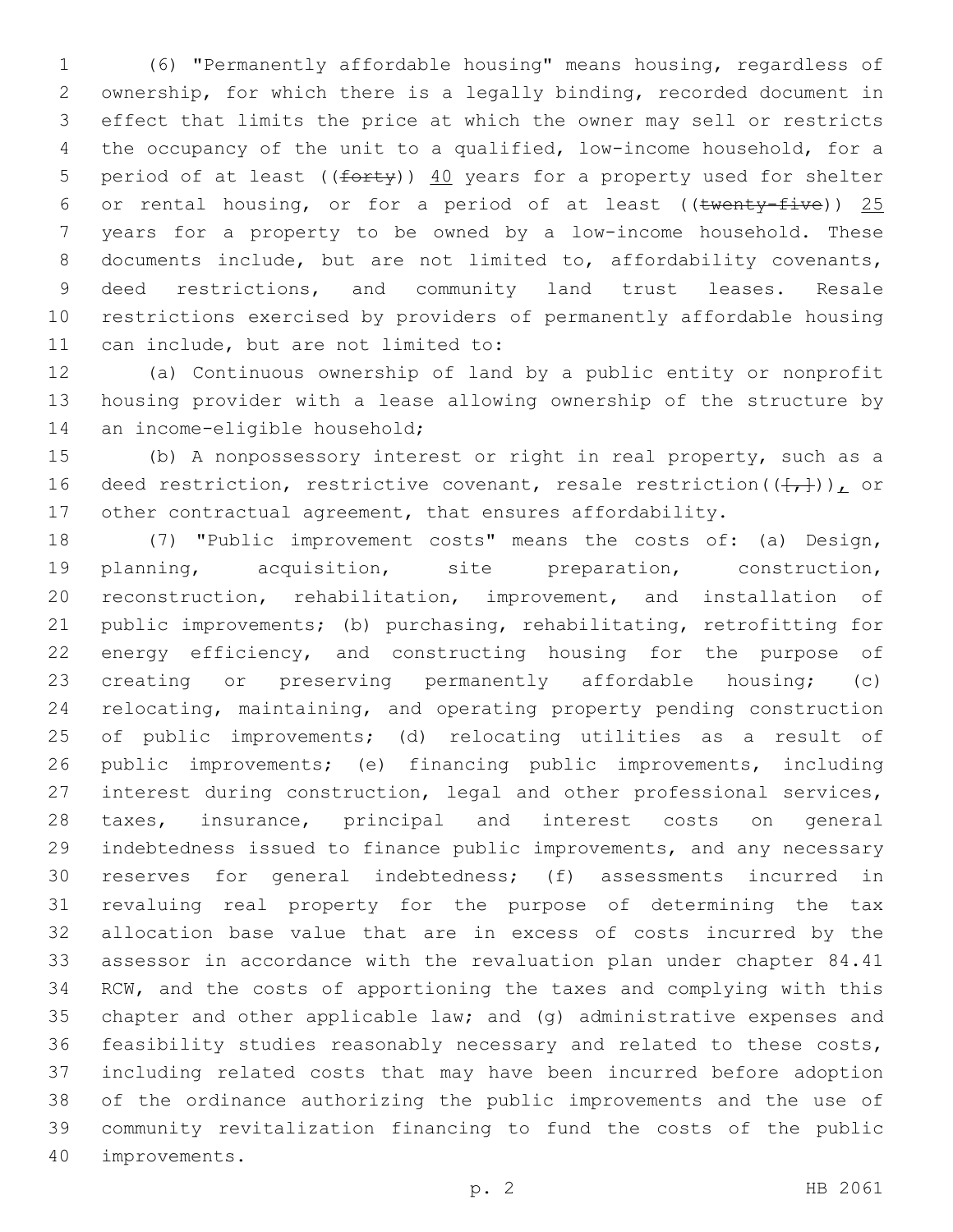(6) "Permanently affordable housing" means housing, regardless of ownership, for which there is a legally binding, recorded document in effect that limits the price at which the owner may sell or restricts the occupancy of the unit to a qualified, low-income household, for a period of at least ((~~forty~~)) <u>40</u> years for a property used for shelter or rental housing, or for a period of at least ((~~twenty-five~~)) <u>25</u> years for a property to be owned by a low-income household. These documents include, but are not limited to, affordability covenants, deed restrictions, and community land trust leases. Resale restrictions exercised by providers of permanently affordable housing can include, but are not limited to:

(a) Continuous ownership of land by a public entity or nonprofit housing provider with a lease allowing ownership of the structure by an income-eligible household;

(b) A nonpossessory interest or right in real property, such as a deed restriction, restrictive covenant, resale restriction((~~[,]~~))<u>,</u> or other contractual agreement, that ensures affordability.

(7) "Public improvement costs" means the costs of: (a) Design, planning, acquisition, site preparation, construction, reconstruction, rehabilitation, improvement, and installation of public improvements; (b) purchasing, rehabilitating, retrofitting for energy efficiency, and constructing housing for the purpose of creating or preserving permanently affordable housing; (c) relocating, maintaining, and operating property pending construction of public improvements; (d) relocating utilities as a result of public improvements; (e) financing public improvements, including interest during construction, legal and other professional services, taxes, insurance, principal and interest costs on general indebtedness issued to finance public improvements, and any necessary reserves for general indebtedness; (f) assessments incurred in revaluing real property for the purpose of determining the tax allocation base value that are in excess of costs incurred by the assessor in accordance with the revaluation plan under chapter 84.41 RCW, and the costs of apportioning the taxes and complying with this chapter and other applicable law; and (g) administrative expenses and feasibility studies reasonably necessary and related to these costs, including related costs that may have been incurred before adoption of the ordinance authorizing the public improvements and the use of community revitalization financing to fund the costs of the public improvements.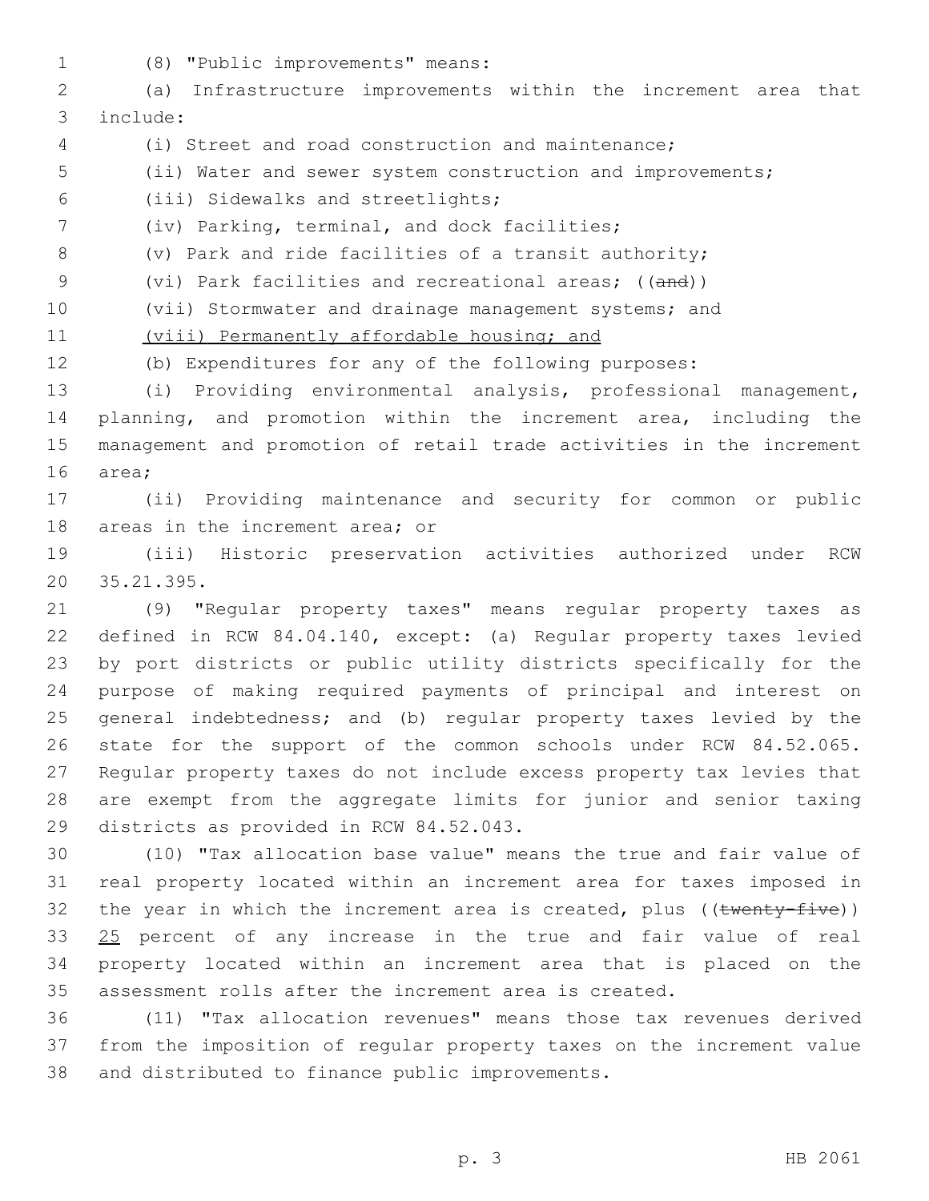(8) "Public improvements" means:

(a) Infrastructure improvements within the increment area that include:

(i) Street and road construction and maintenance;

(ii) Water and sewer system construction and improvements;

(iii) Sidewalks and streetlights;

(iv) Parking, terminal, and dock facilities;

(v) Park and ride facilities of a transit authority;

(vi) Park facilities and recreational areas; ((~~and~~))

(vii) Stormwater and drainage management systems; and

<u>(viii) Permanently affordable housing; and</u>

(b) Expenditures for any of the following purposes:

(i) Providing environmental analysis, professional management, planning, and promotion within the increment area, including the management and promotion of retail trade activities in the increment area;

(ii) Providing maintenance and security for common or public areas in the increment area; or

(iii) Historic preservation activities authorized under RCW 35.21.395.

(9) "Regular property taxes" means regular property taxes as defined in RCW 84.04.140, except: (a) Regular property taxes levied by port districts or public utility districts specifically for the purpose of making required payments of principal and interest on general indebtedness; and (b) regular property taxes levied by the state for the support of the common schools under RCW 84.52.065. Regular property taxes do not include excess property tax levies that are exempt from the aggregate limits for junior and senior taxing districts as provided in RCW 84.52.043.

(10) "Tax allocation base value" means the true and fair value of real property located within an increment area for taxes imposed in the year in which the increment area is created, plus ((~~twenty-five~~)) <u>25</u> percent of any increase in the true and fair value of real property located within an increment area that is placed on the assessment rolls after the increment area is created.

(11) "Tax allocation revenues" means those tax revenues derived from the imposition of regular property taxes on the increment value and distributed to finance public improvements.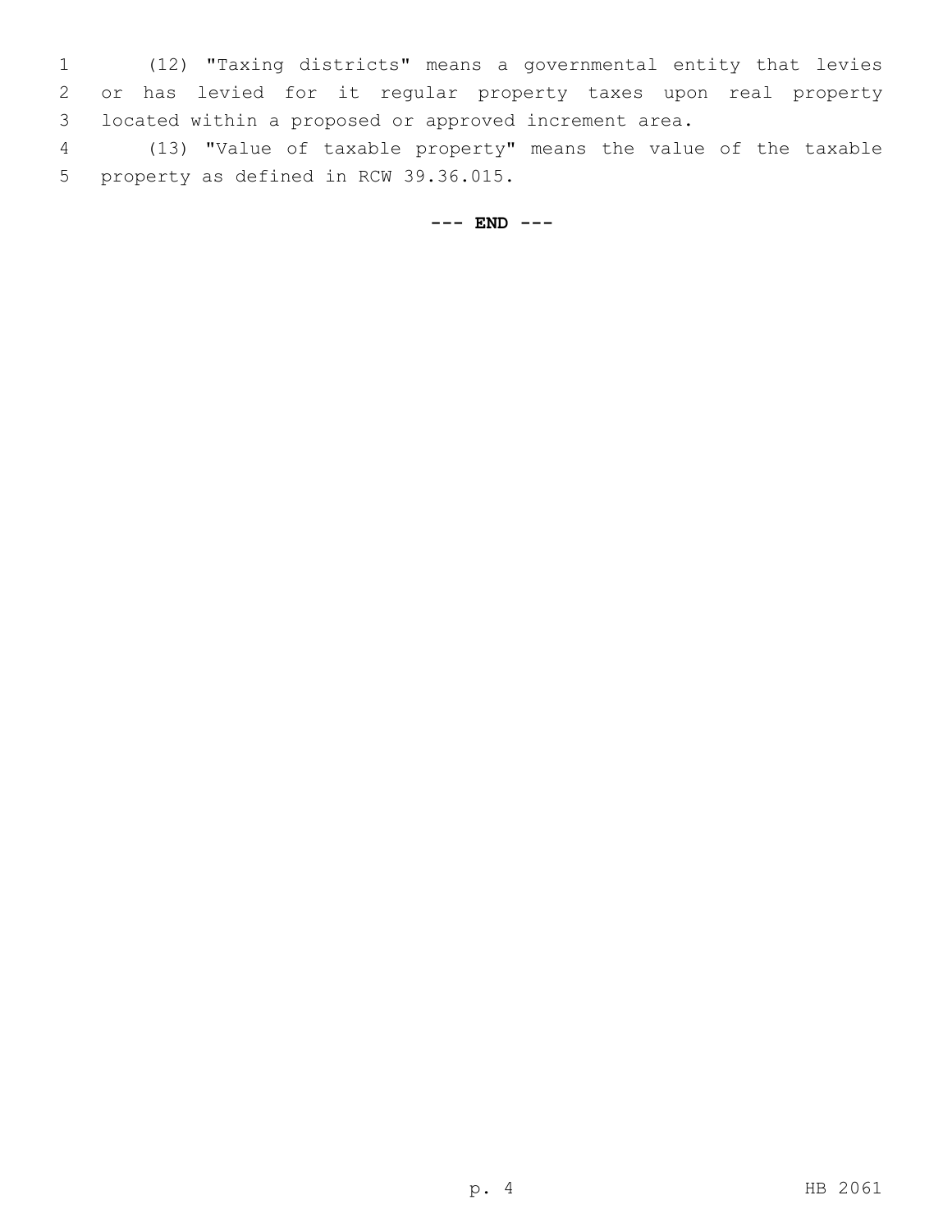(12) "Taxing districts" means a governmental entity that levies or has levied for it regular property taxes upon real property located within a proposed or approved increment area.

(13) "Value of taxable property" means the value of the taxable property as defined in RCW 39.36.015.

**--- END ---**